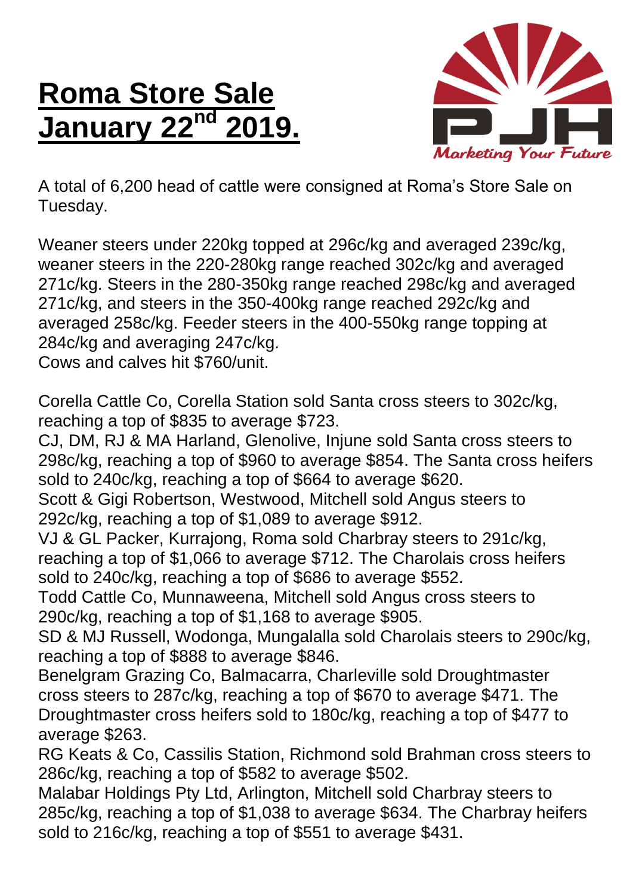# Roma Store Sale January 22nd 2019.

Marketing Your Future

A total of 6,200 head of cattle were consigned at Roma's Store Sale on Tuesday.

Weaner steers under 220kg topped at 296c/kg and averaged 239c/kg, weaner steers in the 220-280kg range reached 302c/kg and averaged 271c/kg. Steers in the 280-350kg range reached 298c/kg and averaged 271c/kg, and steers in the 350-400kg range reached 292c/kg and averaged 258c/kg. Feeder steers in the 400-550kg range topping at 284c/kg and averaging 247c/kg.
Cows and calves hit $760/unit.

Corella Cattle Co, Corella Station sold Santa cross steers to 302c/kg, reaching a top of $835 to average $723.
CJ, DM, RJ & MA Harland, Glenolive, Injune sold Santa cross steers to 298c/kg, reaching a top of $960 to average $854. The Santa cross heifers sold to 240c/kg, reaching a top of $664 to average $620.
Scott & Gigi Robertson, Westwood, Mitchell sold Angus steers to 292c/kg, reaching a top of $1,089 to average $912.
VJ & GL Packer, Kurrajong, Roma sold Charbray steers to 291c/kg, reaching a top of $1,066 to average $712. The Charolais cross heifers sold to 240c/kg, reaching a top of $686 to average $552.
Todd Cattle Co, Munnaweena, Mitchell sold Angus cross steers to 290c/kg, reaching a top of $1,168 to average $905.
SD & MJ Russell, Wodonga, Mungalalla sold Charolais steers to 290c/kg, reaching a top of $888 to average $846.
Benelgram Grazing Co, Balmacarra, Charleville sold Droughtmaster cross steers to 287c/kg, reaching a top of $670 to average $471. The Droughtmaster cross heifers sold to 180c/kg, reaching a top of $477 to average $263.
RG Keats & Co, Cassilis Station, Richmond sold Brahman cross steers to 286c/kg, reaching a top of $582 to average $502.
Malabar Holdings Pty Ltd, Arlington, Mitchell sold Charbray steers to 285c/kg, reaching a top of $1,038 to average $634. The Charbray heifers sold to 216c/kg, reaching a top of $551 to average $431.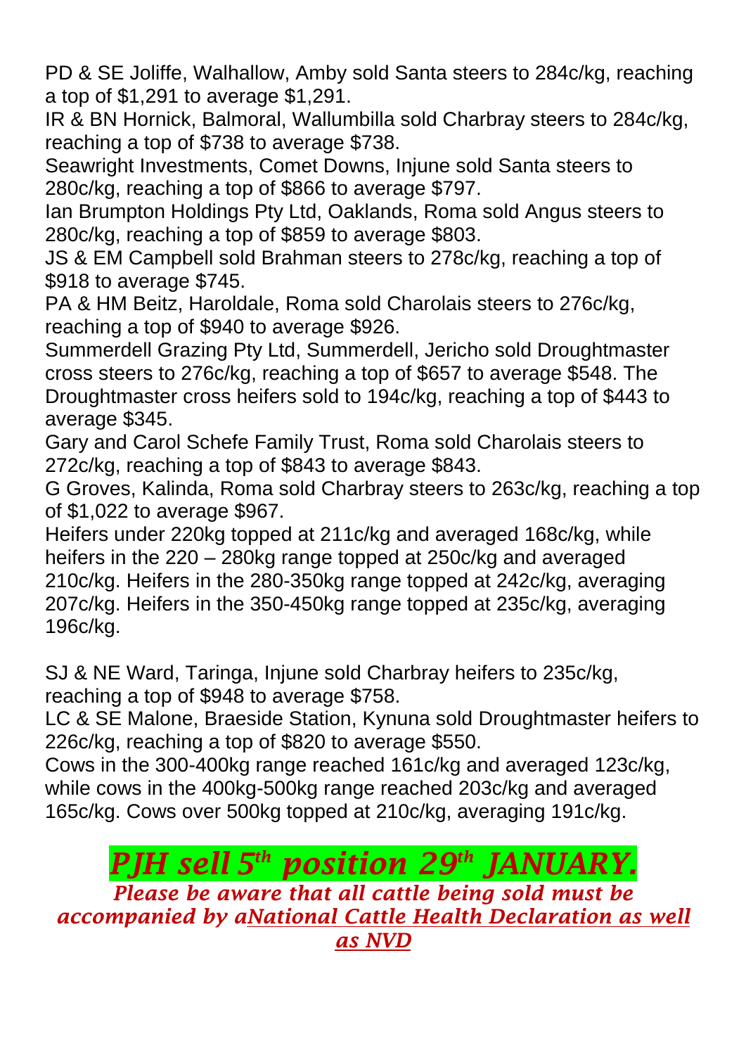PD & SE Joliffe, Walhallow, Amby sold Santa steers to 284c/kg, reaching a top of $1,291 to average $1,291.
IR & BN Hornick, Balmoral, Wallumbilla sold Charbray steers to 284c/kg, reaching a top of $738 to average $738.
Seawright Investments, Comet Downs, Injune sold Santa steers to 280c/kg, reaching a top of $866 to average $797.
Ian Brumpton Holdings Pty Ltd, Oaklands, Roma sold Angus steers to 280c/kg, reaching a top of $859 to average $803.
JS & EM Campbell sold Brahman steers to 278c/kg, reaching a top of $918 to average $745.
PA & HM Beitz, Haroldale, Roma sold Charolais steers to 276c/kg, reaching a top of $940 to average $926.
Summerdell Grazing Pty Ltd, Summerdell, Jericho sold Droughtmaster cross steers to 276c/kg, reaching a top of $657 to average $548. The Droughtmaster cross heifers sold to 194c/kg, reaching a top of $443 to average $345.
Gary and Carol Schefe Family Trust, Roma sold Charolais steers to 272c/kg, reaching a top of $843 to average $843.
G Groves, Kalinda, Roma sold Charbray steers to 263c/kg, reaching a top of $1,022 to average $967.
Heifers under 220kg topped at 211c/kg and averaged 168c/kg, while heifers in the 220 – 280kg range topped at 250c/kg and averaged 210c/kg. Heifers in the 280-350kg range topped at 242c/kg, averaging 207c/kg. Heifers in the 350-450kg range topped at 235c/kg, averaging 196c/kg.

SJ & NE Ward, Taringa, Injune sold Charbray heifers to 235c/kg, reaching a top of $948 to average $758.
LC & SE Malone, Braeside Station, Kynuna sold Droughtmaster heifers to 226c/kg, reaching a top of $820 to average $550.
Cows in the 300-400kg range reached 161c/kg and averaged 123c/kg, while cows in the 400kg-500kg range reached 203c/kg and averaged 165c/kg. Cows over 500kg topped at 210c/kg, averaging 191c/kg.

# *PJH sell 5th position 29th JANUARY.*

*Please be aware that all cattle being sold must be accompanied by a National Cattle Health Declaration as well as NVD*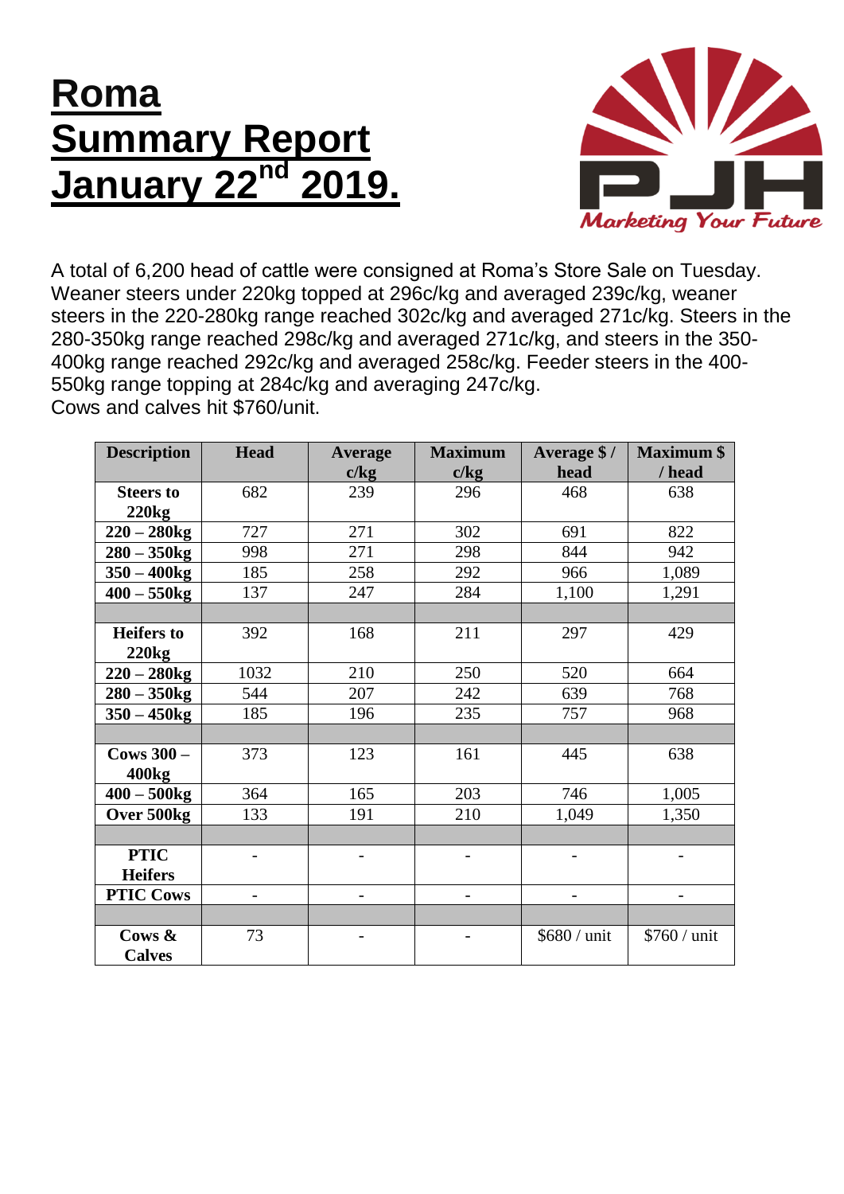# Roma Summary Report January 22nd 2019.

Marketing Your Future

A total of 6,200 head of cattle were consigned at Roma's Store Sale on Tuesday. Weaner steers under 220kg topped at 296c/kg and averaged 239c/kg, weaner steers in the 220-280kg range reached 302c/kg and averaged 271c/kg. Steers in the 280-350kg range reached 298c/kg and averaged 271c/kg, and steers in the 350-400kg range reached 292c/kg and averaged 258c/kg. Feeder steers in the 400-550kg range topping at 284c/kg and averaging 247c/kg.
Cows and calves hit $760/unit.

| Description | Head | Average c/kg | Maximum c/kg | Average $ / head | Maximum $ / head |
|---|---|---|---|---|---|
| **Steers to 220kg** | 682 | 239 | 296 | 468 | 638 |
| **220 – 280kg** | 727 | 271 | 302 | 691 | 822 |
| **280 – 350kg** | 998 | 271 | 298 | 844 | 942 |
| **350 – 400kg** | 185 | 258 | 292 | 966 | 1,089 |
| **400 – 550kg** | 137 | 247 | 284 | 1,100 | 1,291 |
| | | | | | |
| **Heifers to 220kg** | 392 | 168 | 211 | 297 | 429 |
| **220 – 280kg** | 1032 | 210 | 250 | 520 | 664 |
| **280 – 350kg** | 544 | 207 | 242 | 639 | 768 |
| **350 – 450kg** | 185 | 196 | 235 | 757 | 968 |
| | | | | | |
| **Cows 300 – 400kg** | 373 | 123 | 161 | 445 | 638 |
| **400 – 500kg** | 364 | 165 | 203 | 746 | 1,005 |
| **Over 500kg** | 133 | 191 | 210 | 1,049 | 1,350 |
| | | | | | |
| **PTIC Heifers** | - | - | - | - | - |
| **PTIC Cows** | - | - | - | - | - |
| | | | | | |
| **Cows & Calves** | 73 | - | - | $680 / unit | $760 / unit |